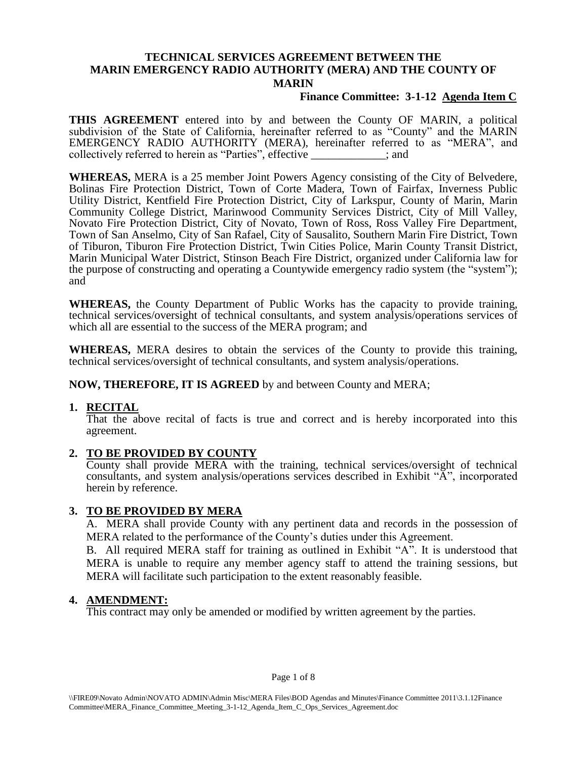# TECHNICAL SERVICES AGREEMENT BETWEEN THE MARIN EMERGENCY RADIO AUTHORITY (MERA) AND THE COUNTY OF MARIN

**Finance Committee: 3-1-12 Agenda Item C**

**THIS AGREEMENT** entered into by and between the County OF MARIN, a political subdivision of the State of California, hereinafter referred to as "County" and the MARIN EMERGENCY RADIO AUTHORITY (MERA), hereinafter referred to as "MERA", and collectively referred to herein as "Parties", effective _____________; and

**WHEREAS,** MERA is a 25 member Joint Powers Agency consisting of the City of Belvedere, Bolinas Fire Protection District, Town of Corte Madera, Town of Fairfax, Inverness Public Utility District, Kentfield Fire Protection District, City of Larkspur, County of Marin, Marin Community College District, Marinwood Community Services District, City of Mill Valley, Novato Fire Protection District, City of Novato, Town of Ross, Ross Valley Fire Department, Town of San Anselmo, City of San Rafael, City of Sausalito, Southern Marin Fire District, Town of Tiburon, Tiburon Fire Protection District, Twin Cities Police, Marin County Transit District, Marin Municipal Water District, Stinson Beach Fire District, organized under California law for the purpose of constructing and operating a Countywide emergency radio system (the "system"); and

**WHEREAS,** the County Department of Public Works has the capacity to provide training, technical services/oversight of technical consultants, and system analysis/operations services of which all are essential to the success of the MERA program; and

**WHEREAS,** MERA desires to obtain the services of the County to provide this training, technical services/oversight of technical consultants, and system analysis/operations.

**NOW, THEREFORE, IT IS AGREED** by and between County and MERA;

## 1. RECITAL

That the above recital of facts is true and correct and is hereby incorporated into this agreement.

## 2. TO BE PROVIDED BY COUNTY

County shall provide MERA with the training, technical services/oversight of technical consultants, and system analysis/operations services described in Exhibit "A", incorporated herein by reference.

## 3. TO BE PROVIDED BY MERA

A. MERA shall provide County with any pertinent data and records in the possession of MERA related to the performance of the County's duties under this Agreement.

B. All required MERA staff for training as outlined in Exhibit "A". It is understood that MERA is unable to require any member agency staff to attend the training sessions, but MERA will facilitate such participation to the extent reasonably feasible.

## 4. AMENDMENT:

This contract may only be amended or modified by written agreement by the parties.

\\FIRE09\Novato Admin\NOVATO ADMIN\Admin Misc\MERA Files\BOD Agendas and Minutes\Finance Committee 2011\3.1.12Finance Committee\MERA_Finance_Committee_Meeting_3-1-12_Agenda_Item_C_Ops_Services_Agreement.doc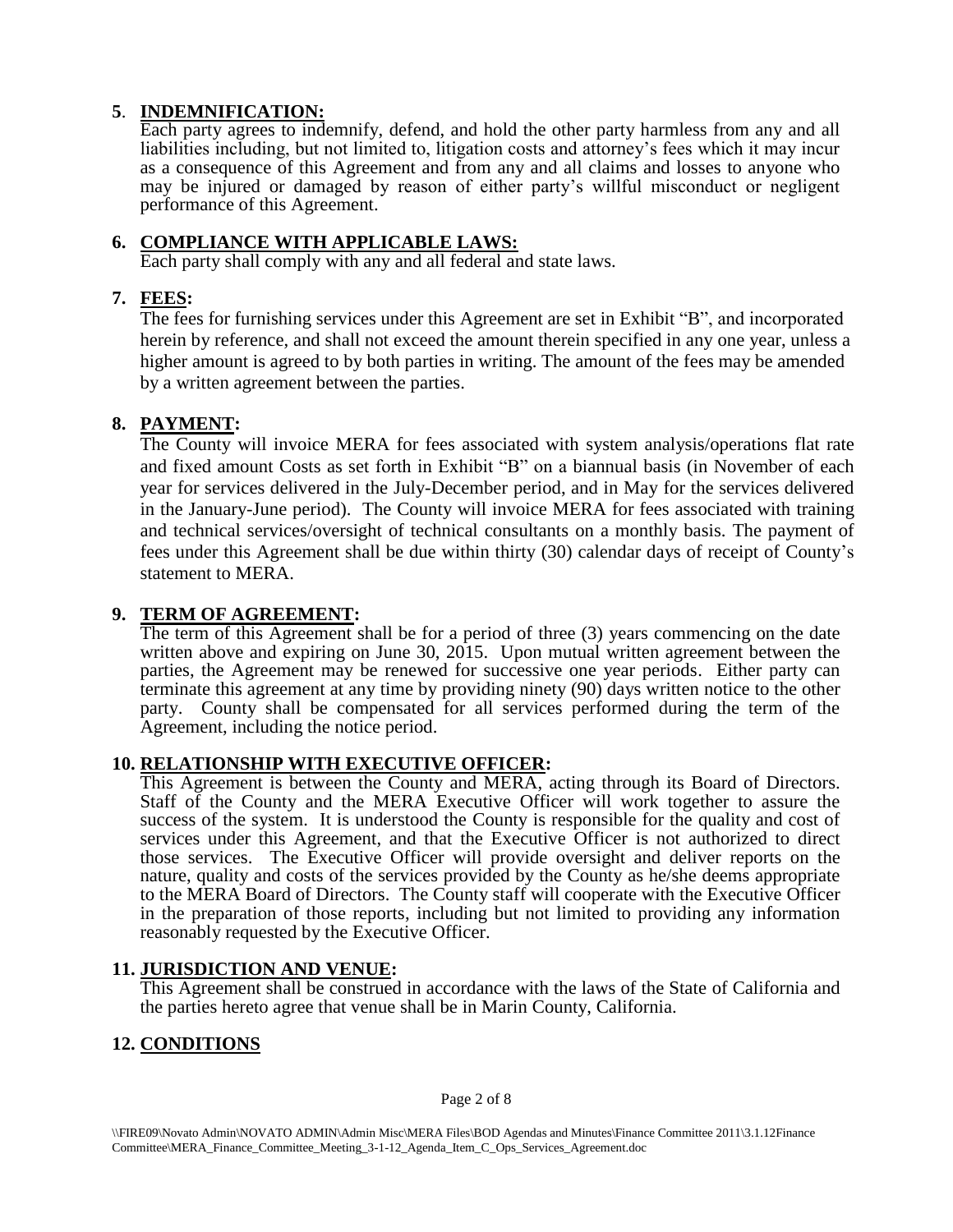**5**. **INDEMNIFICATION:**

Each party agrees to indemnify, defend, and hold the other party harmless from any and all liabilities including, but not limited to, litigation costs and attorney's fees which it may incur as a consequence of this Agreement and from any and all claims and losses to anyone who may be injured or damaged by reason of either party's willful misconduct or negligent performance of this Agreement.

**6. COMPLIANCE WITH APPLICABLE LAWS:**

Each party shall comply with any and all federal and state laws.

**7. FEES:**

The fees for furnishing services under this Agreement are set in Exhibit "B", and incorporated herein by reference, and shall not exceed the amount therein specified in any one year, unless a higher amount is agreed to by both parties in writing. The amount of the fees may be amended by a written agreement between the parties.

**8. PAYMENT:**

The County will invoice MERA for fees associated with system analysis/operations flat rate and fixed amount Costs as set forth in Exhibit "B" on a biannual basis (in November of each year for services delivered in the July-December period, and in May for the services delivered in the January-June period). The County will invoice MERA for fees associated with training and technical services/oversight of technical consultants on a monthly basis. The payment of fees under this Agreement shall be due within thirty (30) calendar days of receipt of County's statement to MERA.

**9. TERM OF AGREEMENT:**

The term of this Agreement shall be for a period of three (3) years commencing on the date written above and expiring on June 30, 2015. Upon mutual written agreement between the parties, the Agreement may be renewed for successive one year periods. Either party can terminate this agreement at any time by providing ninety (90) days written notice to the other party. County shall be compensated for all services performed during the term of the Agreement, including the notice period.

**10. RELATIONSHIP WITH EXECUTIVE OFFICER:**

This Agreement is between the County and MERA, acting through its Board of Directors. Staff of the County and the MERA Executive Officer will work together to assure the success of the system. It is understood the County is responsible for the quality and cost of services under this Agreement, and that the Executive Officer is not authorized to direct those services. The Executive Officer will provide oversight and deliver reports on the nature, quality and costs of the services provided by the County as he/she deems appropriate to the MERA Board of Directors. The County staff will cooperate with the Executive Officer in the preparation of those reports, including but not limited to providing any information reasonably requested by the Executive Officer.

**11. JURISDICTION AND VENUE:**

This Agreement shall be construed in accordance with the laws of the State of California and the parties hereto agree that venue shall be in Marin County, California.

**12. CONDITIONS**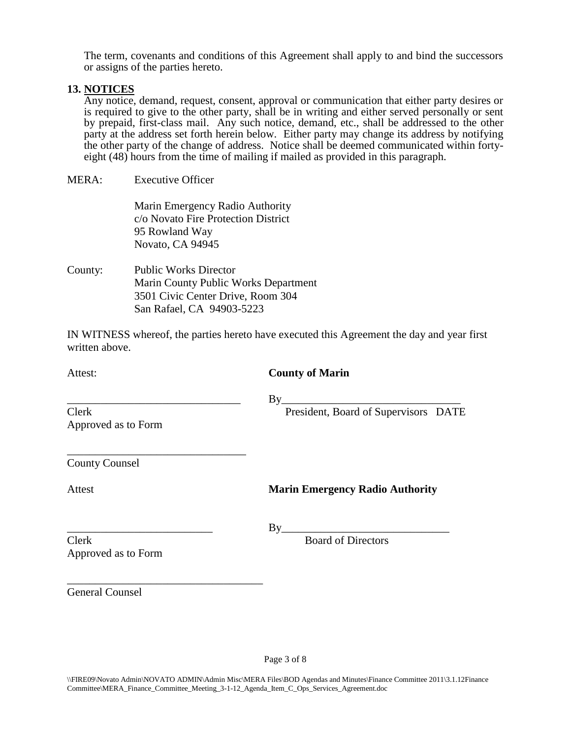The term, covenants and conditions of this Agreement shall apply to and bind the successors or assigns of the parties hereto.

**13. NOTICES**

Any notice, demand, request, consent, approval or communication that either party desires or is required to give to the other party, shall be in writing and either served personally or sent by prepaid, first-class mail. Any such notice, demand, etc., shall be addressed to the other party at the address set forth herein below. Either party may change its address by notifying the other party of the change of address. Notice shall be deemed communicated within forty-eight (48) hours from the time of mailing if mailed as provided in this paragraph.

MERA: Executive Officer

Marin Emergency Radio Authority
c/o Novato Fire Protection District
95 Rowland Way
Novato, CA 94945

County: Public Works Director
Marin County Public Works Department
3501 Civic Center Drive, Room 304
San Rafael, CA 94903-5223

IN WITNESS whereof, the parties hereto have executed this Agreement the day and year first written above.

Attest: **County of Marin**

_______________________________ By_______________________________
Clerk President, Board of Supervisors DATE
Approved as to Form

_______________________________
County Counsel

Attest **Marin Emergency Radio Authority**

__________________________ By_____________________________
Clerk Board of Directors
Approved as to Form

___________________________________
General Counsel

\\FIRE09\Novato Admin\NOVATO ADMIN\Admin Misc\MERA Files\BOD Agendas and Minutes\Finance Committee 2011\3.1.12Finance Committee\MERA_Finance_Committee_Meeting_3-1-12_Agenda_Item_C_Ops_Services_Agreement.doc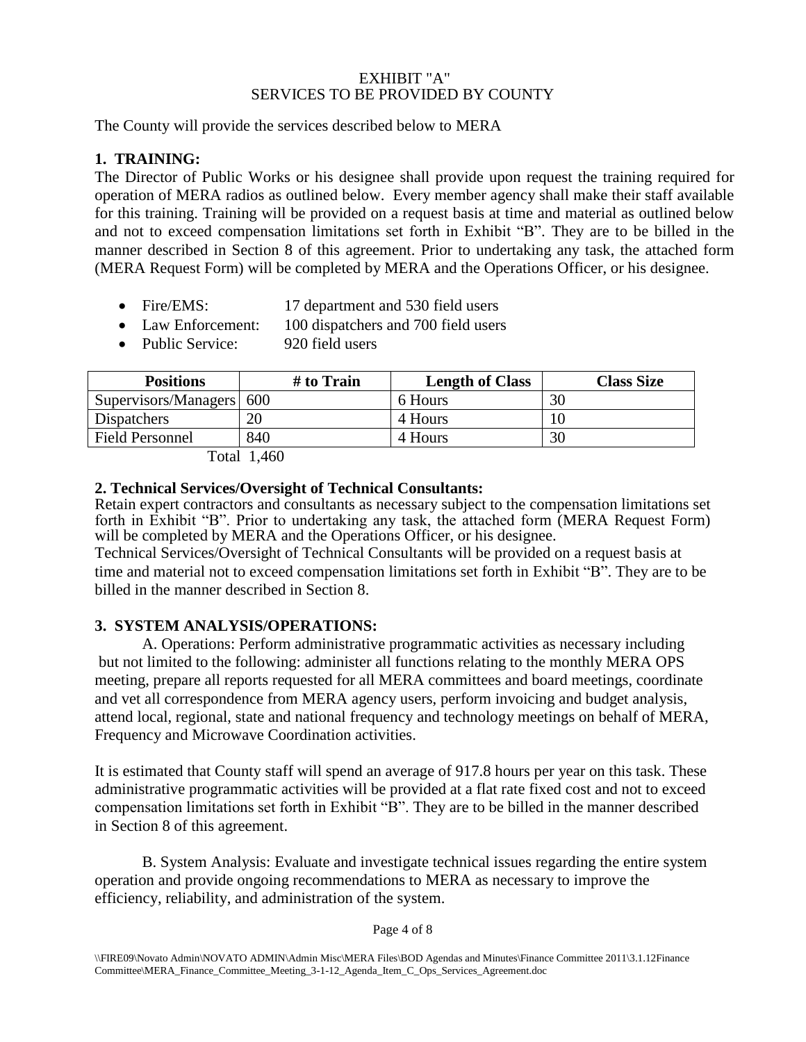EXHIBIT "A"
SERVICES TO BE PROVIDED BY COUNTY

The County will provide the services described below to MERA

## 1. TRAINING:

The Director of Public Works or his designee shall provide upon request the training required for operation of MERA radios as outlined below. Every member agency shall make their staff available for this training. Training will be provided on a request basis at time and material as outlined below and not to exceed compensation limitations set forth in Exhibit "B". They are to be billed in the manner described in Section 8 of this agreement. Prior to undertaking any task, the attached form (MERA Request Form) will be completed by MERA and the Operations Officer, or his designee.

- Fire/EMS: 17 department and 530 field users
- Law Enforcement: 100 dispatchers and 700 field users
- Public Service: 920 field users

| Positions | # to Train | Length of Class | Class Size |
|---|---|---|---|
| Supervisors/Managers | 600 | 6 Hours | 30 |
| Dispatchers | 20 | 4 Hours | 10 |
| Field Personnel | 840 | 4 Hours | 30 |
| | Total 1,460 | | |

## 2. Technical Services/Oversight of Technical Consultants:

Retain expert contractors and consultants as necessary subject to the compensation limitations set forth in Exhibit "B". Prior to undertaking any task, the attached form (MERA Request Form) will be completed by MERA and the Operations Officer, or his designee.

Technical Services/Oversight of Technical Consultants will be provided on a request basis at time and material not to exceed compensation limitations set forth in Exhibit "B". They are to be billed in the manner described in Section 8.

## 3. SYSTEM ANALYSIS/OPERATIONS:

A. Operations: Perform administrative programmatic activities as necessary including but not limited to the following: administer all functions relating to the monthly MERA OPS meeting, prepare all reports requested for all MERA committees and board meetings, coordinate and vet all correspondence from MERA agency users, perform invoicing and budget analysis, attend local, regional, state and national frequency and technology meetings on behalf of MERA, Frequency and Microwave Coordination activities.

It is estimated that County staff will spend an average of 917.8 hours per year on this task. These administrative programmatic activities will be provided at a flat rate fixed cost and not to exceed compensation limitations set forth in Exhibit "B". They are to be billed in the manner described in Section 8 of this agreement.

B. System Analysis: Evaluate and investigate technical issues regarding the entire system operation and provide ongoing recommendations to MERA as necessary to improve the efficiency, reliability, and administration of the system.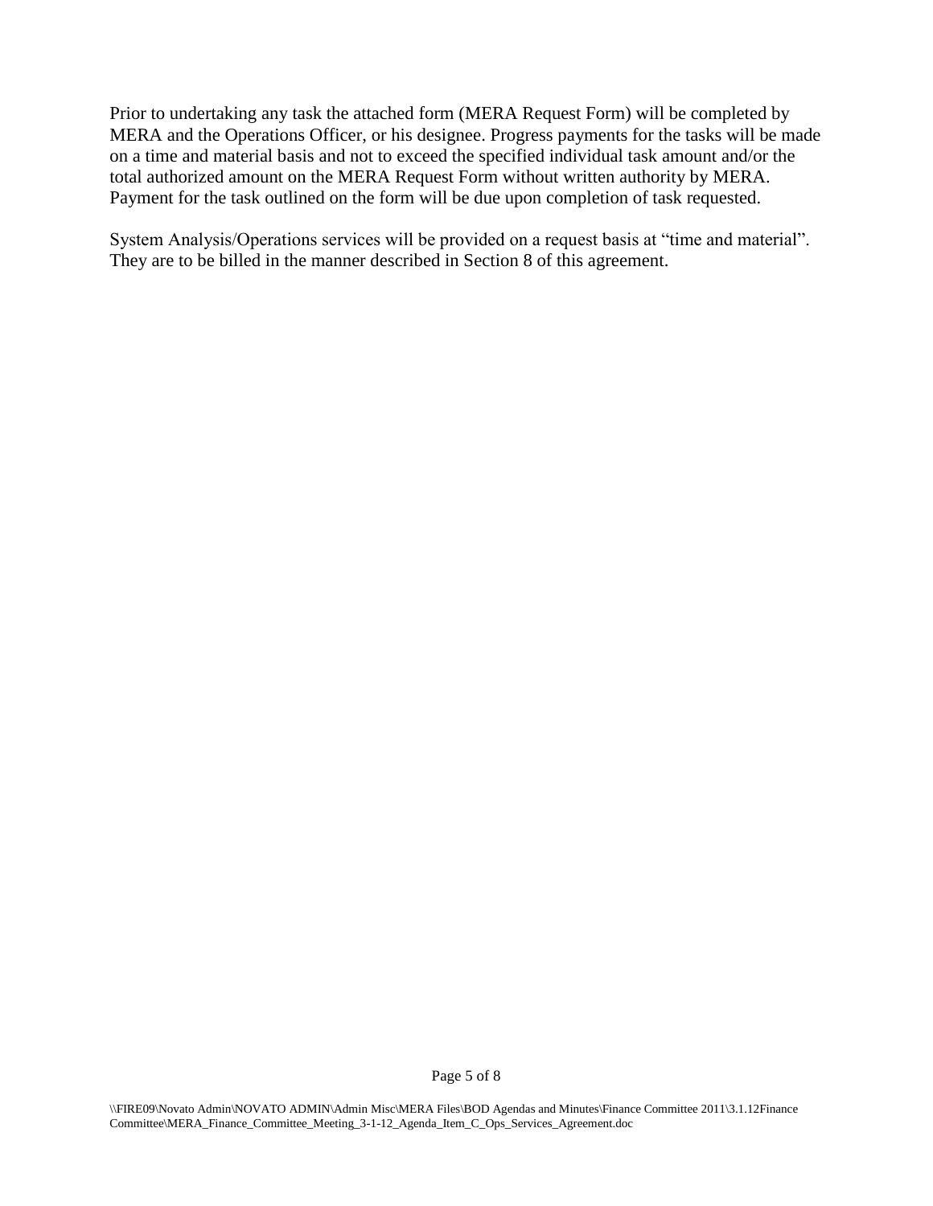Prior to undertaking any task the attached form (MERA Request Form) will be completed by MERA and the Operations Officer, or his designee. Progress payments for the tasks will be made on a time and material basis and not to exceed the specified individual task amount and/or the total authorized amount on the MERA Request Form without written authority by MERA. Payment for the task outlined on the form will be due upon completion of task requested.

System Analysis/Operations services will be provided on a request basis at "time and material". They are to be billed in the manner described in Section 8 of this agreement.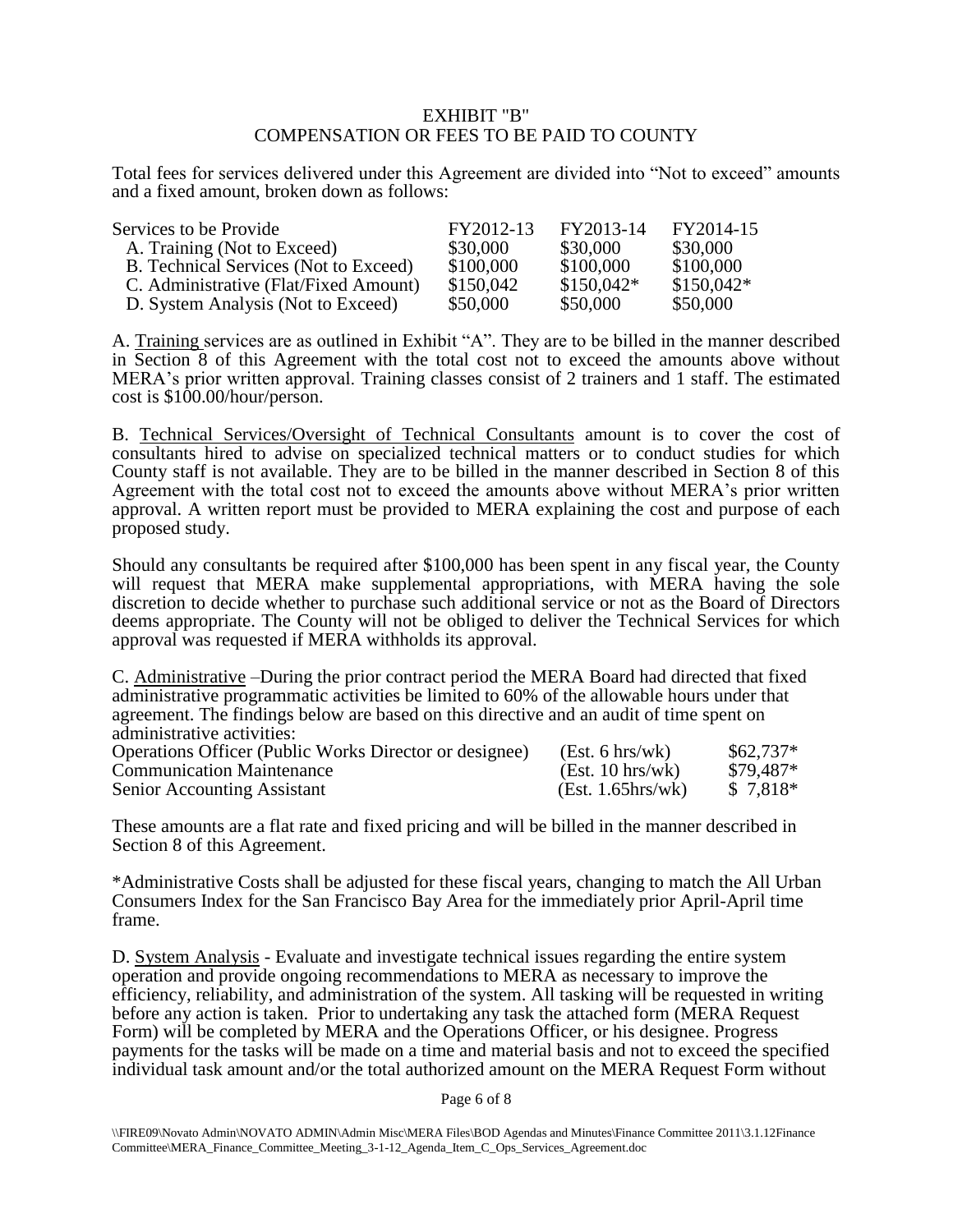EXHIBIT "B"
COMPENSATION OR FEES TO BE PAID TO COUNTY

Total fees for services delivered under this Agreement are divided into "Not to exceed" amounts and a fixed amount, broken down as follows:

| Services to be Provide | FY2012-13 | FY2013-14 | FY2014-15 |
|---|---|---|---|
| A. Training (Not to Exceed) | $30,000 | $30,000 | $30,000 |
| B. Technical Services (Not to Exceed) | $100,000 | $100,000 | $100,000 |
| C. Administrative (Flat/Fixed Amount) | $150,042 | $150,042* | $150,042* |
| D. System Analysis (Not to Exceed) | $50,000 | $50,000 | $50,000 |

A. Training services are as outlined in Exhibit "A". They are to be billed in the manner described in Section 8 of this Agreement with the total cost not to exceed the amounts above without MERA's prior written approval. Training classes consist of 2 trainers and 1 staff. The estimated cost is $100.00/hour/person.

B. Technical Services/Oversight of Technical Consultants amount is to cover the cost of consultants hired to advise on specialized technical matters or to conduct studies for which County staff is not available. They are to be billed in the manner described in Section 8 of this Agreement with the total cost not to exceed the amounts above without MERA's prior written approval. A written report must be provided to MERA explaining the cost and purpose of each proposed study.

Should any consultants be required after $100,000 has been spent in any fiscal year, the County will request that MERA make supplemental appropriations, with MERA having the sole discretion to decide whether to purchase such additional service or not as the Board of Directors deems appropriate. The County will not be obliged to deliver the Technical Services for which approval was requested if MERA withholds its approval.

C. Administrative –During the prior contract period the MERA Board had directed that fixed administrative programmatic activities be limited to 60% of the allowable hours under that agreement. The findings below are based on this directive and an audit of time spent on administrative activities:

| | | |
|---|---|---|
| Operations Officer (Public Works Director or designee) | (Est. 6 hrs/wk) | $62,737* |
| Communication Maintenance | (Est. 10 hrs/wk) | $79,487* |
| Senior Accounting Assistant | (Est. 1.65hrs/wk) | $ 7,818* |

These amounts are a flat rate and fixed pricing and will be billed in the manner described in Section 8 of this Agreement.

*Administrative Costs shall be adjusted for these fiscal years, changing to match the All Urban Consumers Index for the San Francisco Bay Area for the immediately prior April-April time frame.

D. System Analysis - Evaluate and investigate technical issues regarding the entire system operation and provide ongoing recommendations to MERA as necessary to improve the efficiency, reliability, and administration of the system. All tasking will be requested in writing before any action is taken. Prior to undertaking any task the attached form (MERA Request Form) will be completed by MERA and the Operations Officer, or his designee. Progress payments for the tasks will be made on a time and material basis and not to exceed the specified individual task amount and/or the total authorized amount on the MERA Request Form without

\\FIRE09\Novato Admin\NOVATO ADMIN\Admin Misc\MERA Files\BOD Agendas and Minutes\Finance Committee 2011\3.1.12Finance Committee\MERA_Finance_Committee_Meeting_3-1-12_Agenda_Item_C_Ops_Services_Agreement.doc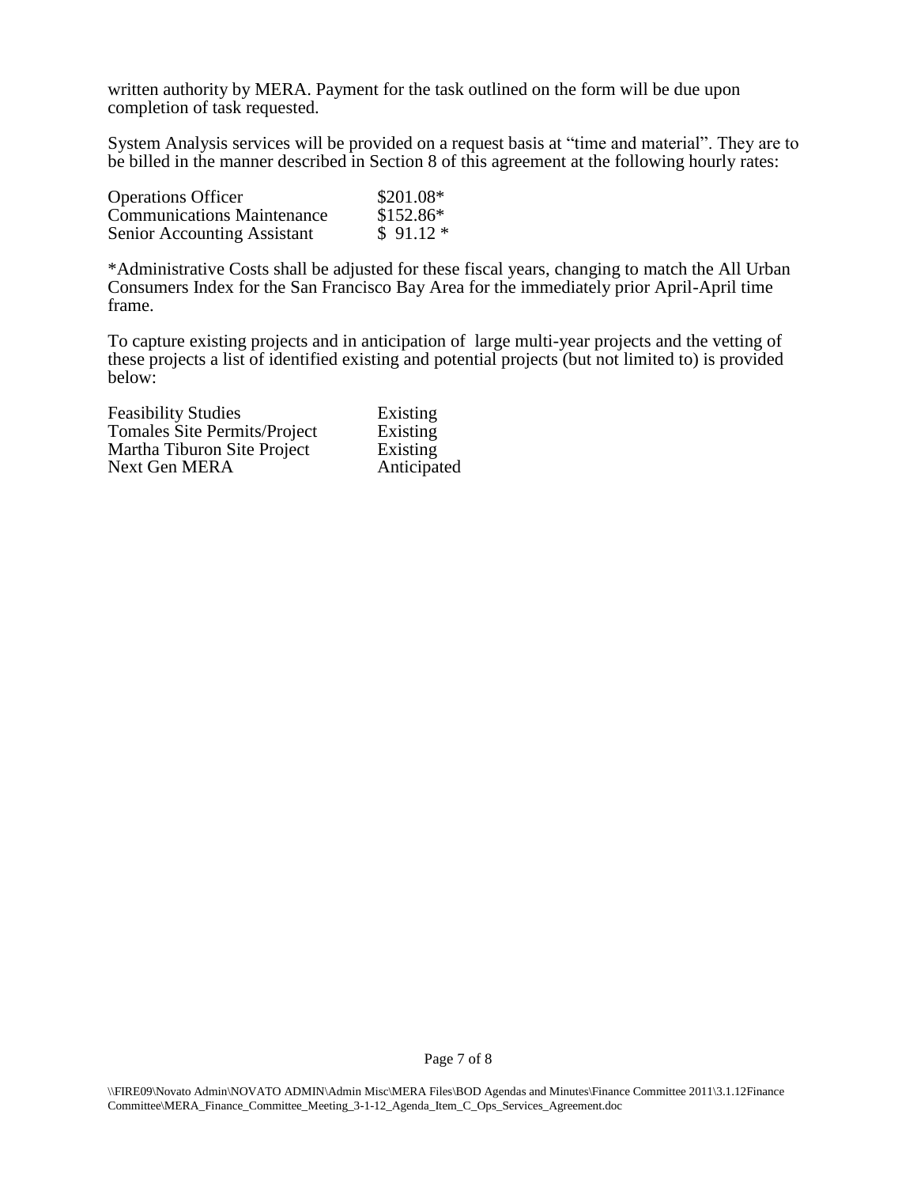written authority by MERA. Payment for the task outlined on the form will be due upon completion of task requested.

System Analysis services will be provided on a request basis at "time and material". They are to be billed in the manner described in Section 8 of this agreement at the following hourly rates:

| | |
|---|---|
| Operations Officer | $201.08* |
| Communications Maintenance | $152.86* |
| Senior Accounting Assistant | $ 91.12 * |

*Administrative Costs shall be adjusted for these fiscal years, changing to match the All Urban Consumers Index for the San Francisco Bay Area for the immediately prior April-April time frame.

To capture existing projects and in anticipation of large multi-year projects and the vetting of these projects a list of identified existing and potential projects (but not limited to) is provided below:

| | |
|---|---|
| Feasibility Studies | Existing |
| Tomales Site Permits/Project | Existing |
| Martha Tiburon Site Project | Existing |
| Next Gen MERA | Anticipated |

\\FIRE09\Novato Admin\NOVATO ADMIN\Admin Misc\MERA Files\BOD Agendas and Minutes\Finance Committee 2011\3.1.12Finance Committee\MERA_Finance_Committee_Meeting_3-1-12_Agenda_Item_C_Ops_Services_Agreement.doc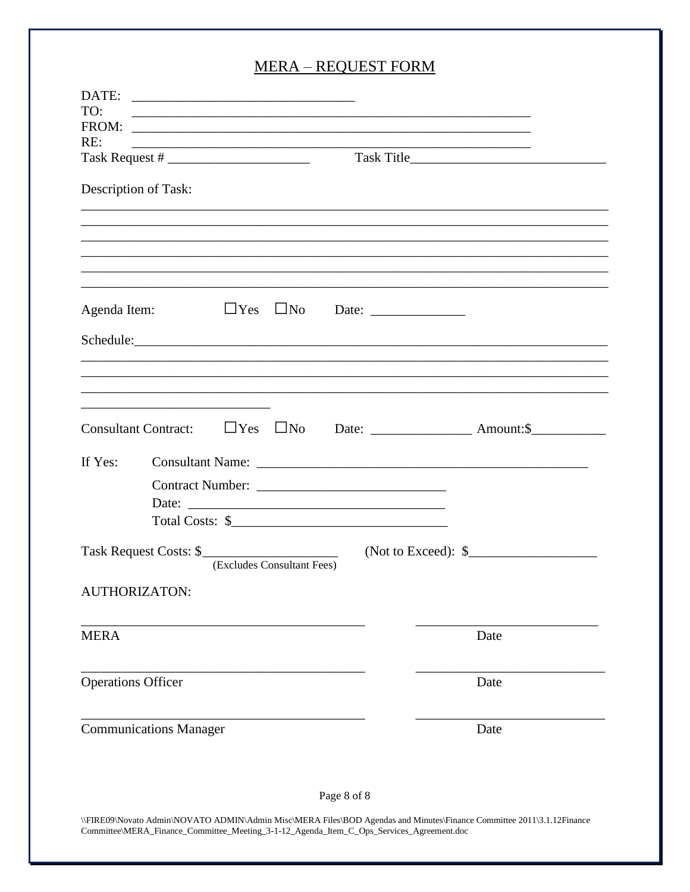# MERA – REQUEST FORM

DATE: ________________________________

TO: __________________________________________________________

FROM: __________________________________________________________

RE: __________________________________________________________

Task Request # _____________________ Task Title____________________________

Description of Task:

_____________________________________________________________________________

_____________________________________________________________________________

_____________________________________________________________________________

_____________________________________________________________________________

_____________________________________________________________________________

_____________________________________________________________________________

Agenda Item: ☐Yes ☐No Date: ______________

Schedule:_____________________________________________________________________

_____________________________________________________________________________

_____________________________________________________________________________

_____________________________________________________________________________

____________________________

Consultant Contract: ☐Yes ☐No Date: _______________ Amount:$___________

If Yes: Consultant Name: ________________________________________________

Contract Number: ___________________________

Date: ______________________________________

Total Costs: $________________________________

Task Request Costs: $____________________ (Not to Exceed): $___________________
(Excludes Consultant Fees)

AUTHORIZATON:

_________________________________________ ___________________________

MERA Date

_________________________________________ ___________________________

Operations Officer Date

_________________________________________ ___________________________

Communications Manager Date

\\FIRE09\Novato Admin\NOVATO ADMIN\Admin Misc\MERA Files\BOD Agendas and Minutes\Finance Committee 2011\3.1.12Finance Committee\MERA_Finance_Committee_Meeting_3-1-12_Agenda_Item_C_Ops_Services_Agreement.doc